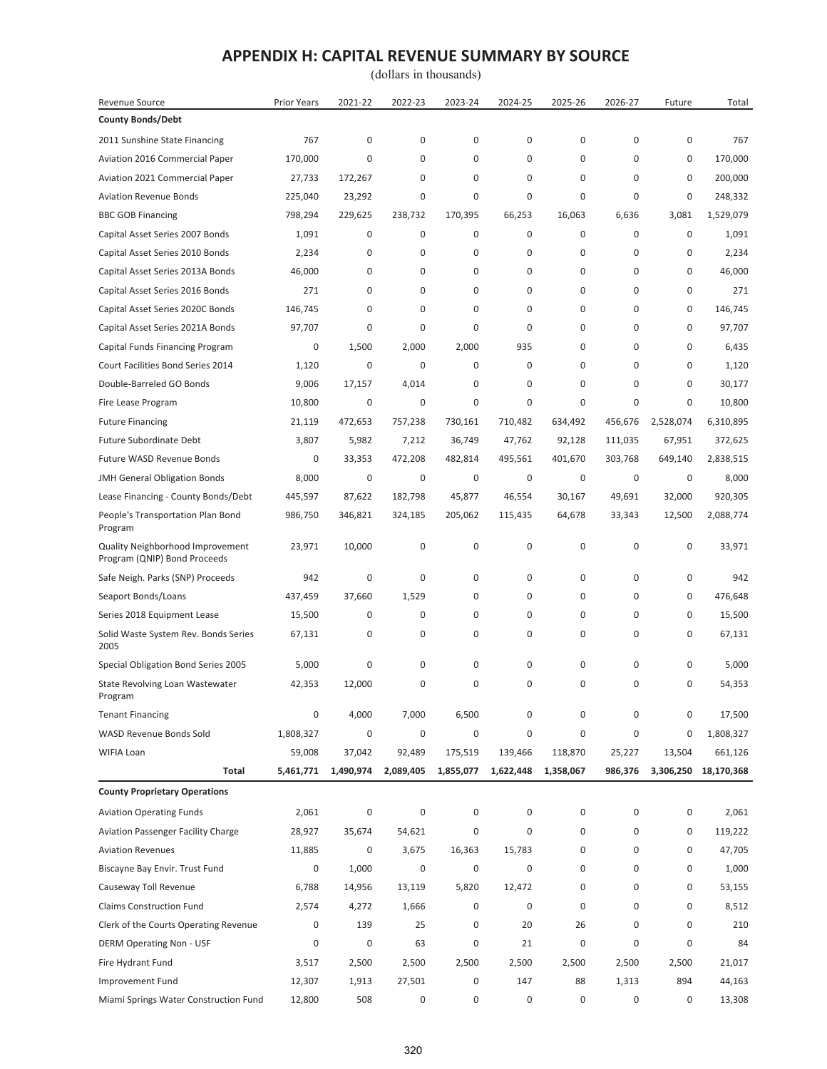# APPENDIX H: CAPITAL REVENUE SUMMARY BY SOURCE

(dollars in thousands)

| Revenue Source | Prior Years | 2021-22 | 2022-23 | 2023-24 | 2024-25 | 2025-26 | 2026-27 | Future | Total |
|---|---|---|---|---|---|---|---|---|---|
| **County Bonds/Debt** | | | | | | | | | |
| 2011 Sunshine State Financing | 767 | 0 | 0 | 0 | 0 | 0 | 0 | 0 | 767 |
| Aviation 2016 Commercial Paper | 170,000 | 0 | 0 | 0 | 0 | 0 | 0 | 0 | 170,000 |
| Aviation 2021 Commercial Paper | 27,733 | 172,267 | 0 | 0 | 0 | 0 | 0 | 0 | 200,000 |
| Aviation Revenue Bonds | 225,040 | 23,292 | 0 | 0 | 0 | 0 | 0 | 0 | 248,332 |
| BBC GOB Financing | 798,294 | 229,625 | 238,732 | 170,395 | 66,253 | 16,063 | 6,636 | 3,081 | 1,529,079 |
| Capital Asset Series 2007 Bonds | 1,091 | 0 | 0 | 0 | 0 | 0 | 0 | 0 | 1,091 |
| Capital Asset Series 2010 Bonds | 2,234 | 0 | 0 | 0 | 0 | 0 | 0 | 0 | 2,234 |
| Capital Asset Series 2013A Bonds | 46,000 | 0 | 0 | 0 | 0 | 0 | 0 | 0 | 46,000 |
| Capital Asset Series 2016 Bonds | 271 | 0 | 0 | 0 | 0 | 0 | 0 | 0 | 271 |
| Capital Asset Series 2020C Bonds | 146,745 | 0 | 0 | 0 | 0 | 0 | 0 | 0 | 146,745 |
| Capital Asset Series 2021A Bonds | 97,707 | 0 | 0 | 0 | 0 | 0 | 0 | 0 | 97,707 |
| Capital Funds Financing Program | 0 | 1,500 | 2,000 | 2,000 | 935 | 0 | 0 | 0 | 6,435 |
| Court Facilities Bond Series 2014 | 1,120 | 0 | 0 | 0 | 0 | 0 | 0 | 0 | 1,120 |
| Double-Barreled GO Bonds | 9,006 | 17,157 | 4,014 | 0 | 0 | 0 | 0 | 0 | 30,177 |
| Fire Lease Program | 10,800 | 0 | 0 | 0 | 0 | 0 | 0 | 0 | 10,800 |
| Future Financing | 21,119 | 472,653 | 757,238 | 730,161 | 710,482 | 634,492 | 456,676 | 2,528,074 | 6,310,895 |
| Future Subordinate Debt | 3,807 | 5,982 | 7,212 | 36,749 | 47,762 | 92,128 | 111,035 | 67,951 | 372,625 |
| Future WASD Revenue Bonds | 0 | 33,353 | 472,208 | 482,814 | 495,561 | 401,670 | 303,768 | 649,140 | 2,838,515 |
| JMH General Obligation Bonds | 8,000 | 0 | 0 | 0 | 0 | 0 | 0 | 0 | 8,000 |
| Lease Financing - County Bonds/Debt | 445,597 | 87,622 | 182,798 | 45,877 | 46,554 | 30,167 | 49,691 | 32,000 | 920,305 |
| People's Transportation Plan Bond Program | 986,750 | 346,821 | 324,185 | 205,062 | 115,435 | 64,678 | 33,343 | 12,500 | 2,088,774 |
| Quality Neighborhood Improvement Program (QNIP) Bond Proceeds | 23,971 | 10,000 | 0 | 0 | 0 | 0 | 0 | 0 | 33,971 |
| Safe Neigh. Parks (SNP) Proceeds | 942 | 0 | 0 | 0 | 0 | 0 | 0 | 0 | 942 |
| Seaport Bonds/Loans | 437,459 | 37,660 | 1,529 | 0 | 0 | 0 | 0 | 0 | 476,648 |
| Series 2018 Equipment Lease | 15,500 | 0 | 0 | 0 | 0 | 0 | 0 | 0 | 15,500 |
| Solid Waste System Rev. Bonds Series 2005 | 67,131 | 0 | 0 | 0 | 0 | 0 | 0 | 0 | 67,131 |
| Special Obligation Bond Series 2005 | 5,000 | 0 | 0 | 0 | 0 | 0 | 0 | 0 | 5,000 |
| State Revolving Loan Wastewater Program | 42,353 | 12,000 | 0 | 0 | 0 | 0 | 0 | 0 | 54,353 |
| Tenant Financing | 0 | 4,000 | 7,000 | 6,500 | 0 | 0 | 0 | 0 | 17,500 |
| WASD Revenue Bonds Sold | 1,808,327 | 0 | 0 | 0 | 0 | 0 | 0 | 0 | 1,808,327 |
| WIFIA Loan | 59,008 | 37,042 | 92,489 | 175,519 | 139,466 | 118,870 | 25,227 | 13,504 | 661,126 |
| **Total** | **5,461,771** | **1,490,974** | **2,089,405** | **1,855,077** | **1,622,448** | **1,358,067** | **986,376** | **3,306,250** | **18,170,368** |
| **County Proprietary Operations** | | | | | | | | | |
| Aviation Operating Funds | 2,061 | 0 | 0 | 0 | 0 | 0 | 0 | 0 | 2,061 |
| Aviation Passenger Facility Charge | 28,927 | 35,674 | 54,621 | 0 | 0 | 0 | 0 | 0 | 119,222 |
| Aviation Revenues | 11,885 | 0 | 3,675 | 16,363 | 15,783 | 0 | 0 | 0 | 47,705 |
| Biscayne Bay Envir. Trust Fund | 0 | 1,000 | 0 | 0 | 0 | 0 | 0 | 0 | 1,000 |
| Causeway Toll Revenue | 6,788 | 14,956 | 13,119 | 5,820 | 12,472 | 0 | 0 | 0 | 53,155 |
| Claims Construction Fund | 2,574 | 4,272 | 1,666 | 0 | 0 | 0 | 0 | 0 | 8,512 |
| Clerk of the Courts Operating Revenue | 0 | 139 | 25 | 0 | 20 | 26 | 0 | 0 | 210 |
| DERM Operating Non - USF | 0 | 0 | 63 | 0 | 21 | 0 | 0 | 0 | 84 |
| Fire Hydrant Fund | 3,517 | 2,500 | 2,500 | 2,500 | 2,500 | 2,500 | 2,500 | 2,500 | 21,017 |
| Improvement Fund | 12,307 | 1,913 | 27,501 | 0 | 147 | 88 | 1,313 | 894 | 44,163 |
| Miami Springs Water Construction Fund | 12,800 | 508 | 0 | 0 | 0 | 0 | 0 | 0 | 13,308 |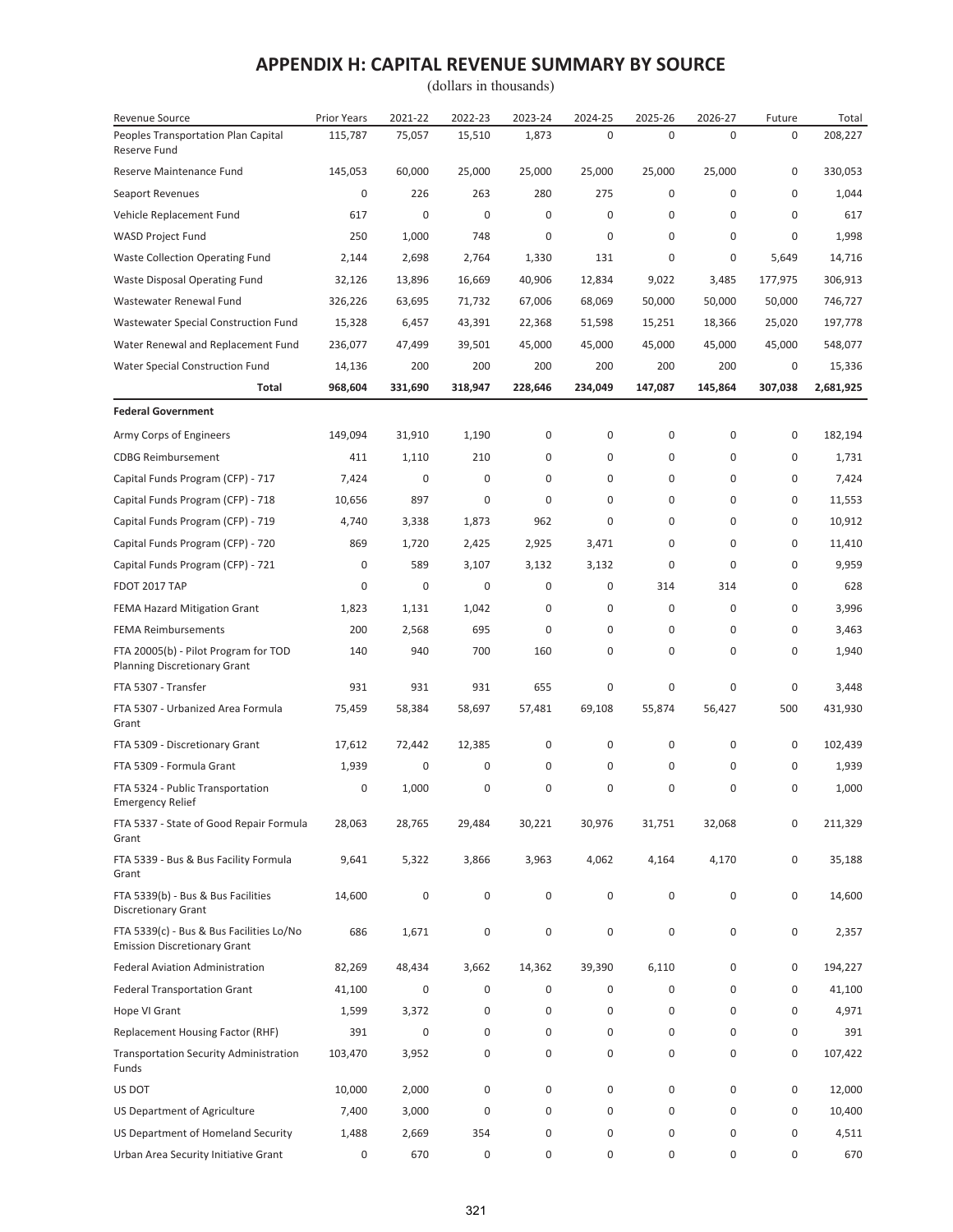## APPENDIX H: CAPITAL REVENUE SUMMARY BY SOURCE

(dollars in thousands)

| Revenue Source | Prior Years | 2021-22 | 2022-23 | 2023-24 | 2024-25 | 2025-26 | 2026-27 | Future | Total |
|---|---|---|---|---|---|---|---|---|---|
| Peoples Transportation Plan Capital Reserve Fund | 115,787 | 75,057 | 15,510 | 1,873 | 0 | 0 | 0 | 0 | 208,227 |
| Reserve Maintenance Fund | 145,053 | 60,000 | 25,000 | 25,000 | 25,000 | 25,000 | 25,000 | 0 | 330,053 |
| Seaport Revenues | 0 | 226 | 263 | 280 | 275 | 0 | 0 | 0 | 1,044 |
| Vehicle Replacement Fund | 617 | 0 | 0 | 0 | 0 | 0 | 0 | 0 | 617 |
| WASD Project Fund | 250 | 1,000 | 748 | 0 | 0 | 0 | 0 | 0 | 1,998 |
| Waste Collection Operating Fund | 2,144 | 2,698 | 2,764 | 1,330 | 131 | 0 | 0 | 5,649 | 14,716 |
| Waste Disposal Operating Fund | 32,126 | 13,896 | 16,669 | 40,906 | 12,834 | 9,022 | 3,485 | 177,975 | 306,913 |
| Wastewater Renewal Fund | 326,226 | 63,695 | 71,732 | 67,006 | 68,069 | 50,000 | 50,000 | 50,000 | 746,727 |
| Wastewater Special Construction Fund | 15,328 | 6,457 | 43,391 | 22,368 | 51,598 | 15,251 | 18,366 | 25,020 | 197,778 |
| Water Renewal and Replacement Fund | 236,077 | 47,499 | 39,501 | 45,000 | 45,000 | 45,000 | 45,000 | 45,000 | 548,077 |
| Water Special Construction Fund | 14,136 | 200 | 200 | 200 | 200 | 200 | 200 | 0 | 15,336 |
| **Total** | **968,604** | **331,690** | **318,947** | **228,646** | **234,049** | **147,087** | **145,864** | **307,038** | **2,681,925** |
| **Federal Government** | | | | | | | | | |
| Army Corps of Engineers | 149,094 | 31,910 | 1,190 | 0 | 0 | 0 | 0 | 0 | 182,194 |
| CDBG Reimbursement | 411 | 1,110 | 210 | 0 | 0 | 0 | 0 | 0 | 1,731 |
| Capital Funds Program (CFP) - 717 | 7,424 | 0 | 0 | 0 | 0 | 0 | 0 | 0 | 7,424 |
| Capital Funds Program (CFP) - 718 | 10,656 | 897 | 0 | 0 | 0 | 0 | 0 | 0 | 11,553 |
| Capital Funds Program (CFP) - 719 | 4,740 | 3,338 | 1,873 | 962 | 0 | 0 | 0 | 0 | 10,912 |
| Capital Funds Program (CFP) - 720 | 869 | 1,720 | 2,425 | 2,925 | 3,471 | 0 | 0 | 0 | 11,410 |
| Capital Funds Program (CFP) - 721 | 0 | 589 | 3,107 | 3,132 | 3,132 | 0 | 0 | 0 | 9,959 |
| FDOT 2017 TAP | 0 | 0 | 0 | 0 | 0 | 314 | 314 | 0 | 628 |
| FEMA Hazard Mitigation Grant | 1,823 | 1,131 | 1,042 | 0 | 0 | 0 | 0 | 0 | 3,996 |
| FEMA Reimbursements | 200 | 2,568 | 695 | 0 | 0 | 0 | 0 | 0 | 3,463 |
| FTA 20005(b) - Pilot Program for TOD Planning Discretionary Grant | 140 | 940 | 700 | 160 | 0 | 0 | 0 | 0 | 1,940 |
| FTA 5307 - Transfer | 931 | 931 | 931 | 655 | 0 | 0 | 0 | 0 | 3,448 |
| FTA 5307 - Urbanized Area Formula Grant | 75,459 | 58,384 | 58,697 | 57,481 | 69,108 | 55,874 | 56,427 | 500 | 431,930 |
| FTA 5309 - Discretionary Grant | 17,612 | 72,442 | 12,385 | 0 | 0 | 0 | 0 | 0 | 102,439 |
| FTA 5309 - Formula Grant | 1,939 | 0 | 0 | 0 | 0 | 0 | 0 | 0 | 1,939 |
| FTA 5324 - Public Transportation Emergency Relief | 0 | 1,000 | 0 | 0 | 0 | 0 | 0 | 0 | 1,000 |
| FTA 5337 - State of Good Repair Formula Grant | 28,063 | 28,765 | 29,484 | 30,221 | 30,976 | 31,751 | 32,068 | 0 | 211,329 |
| FTA 5339 - Bus & Bus Facility Formula Grant | 9,641 | 5,322 | 3,866 | 3,963 | 4,062 | 4,164 | 4,170 | 0 | 35,188 |
| FTA 5339(b) - Bus & Bus Facilities Discretionary Grant | 14,600 | 0 | 0 | 0 | 0 | 0 | 0 | 0 | 14,600 |
| FTA 5339(c) - Bus & Bus Facilities Lo/No Emission Discretionary Grant | 686 | 1,671 | 0 | 0 | 0 | 0 | 0 | 0 | 2,357 |
| Federal Aviation Administration | 82,269 | 48,434 | 3,662 | 14,362 | 39,390 | 6,110 | 0 | 0 | 194,227 |
| Federal Transportation Grant | 41,100 | 0 | 0 | 0 | 0 | 0 | 0 | 0 | 41,100 |
| Hope VI Grant | 1,599 | 3,372 | 0 | 0 | 0 | 0 | 0 | 0 | 4,971 |
| Replacement Housing Factor (RHF) | 391 | 0 | 0 | 0 | 0 | 0 | 0 | 0 | 391 |
| Transportation Security Administration Funds | 103,470 | 3,952 | 0 | 0 | 0 | 0 | 0 | 0 | 107,422 |
| US DOT | 10,000 | 2,000 | 0 | 0 | 0 | 0 | 0 | 0 | 12,000 |
| US Department of Agriculture | 7,400 | 3,000 | 0 | 0 | 0 | 0 | 0 | 0 | 10,400 |
| US Department of Homeland Security | 1,488 | 2,669 | 354 | 0 | 0 | 0 | 0 | 0 | 4,511 |
| Urban Area Security Initiative Grant | 0 | 670 | 0 | 0 | 0 | 0 | 0 | 0 | 670 |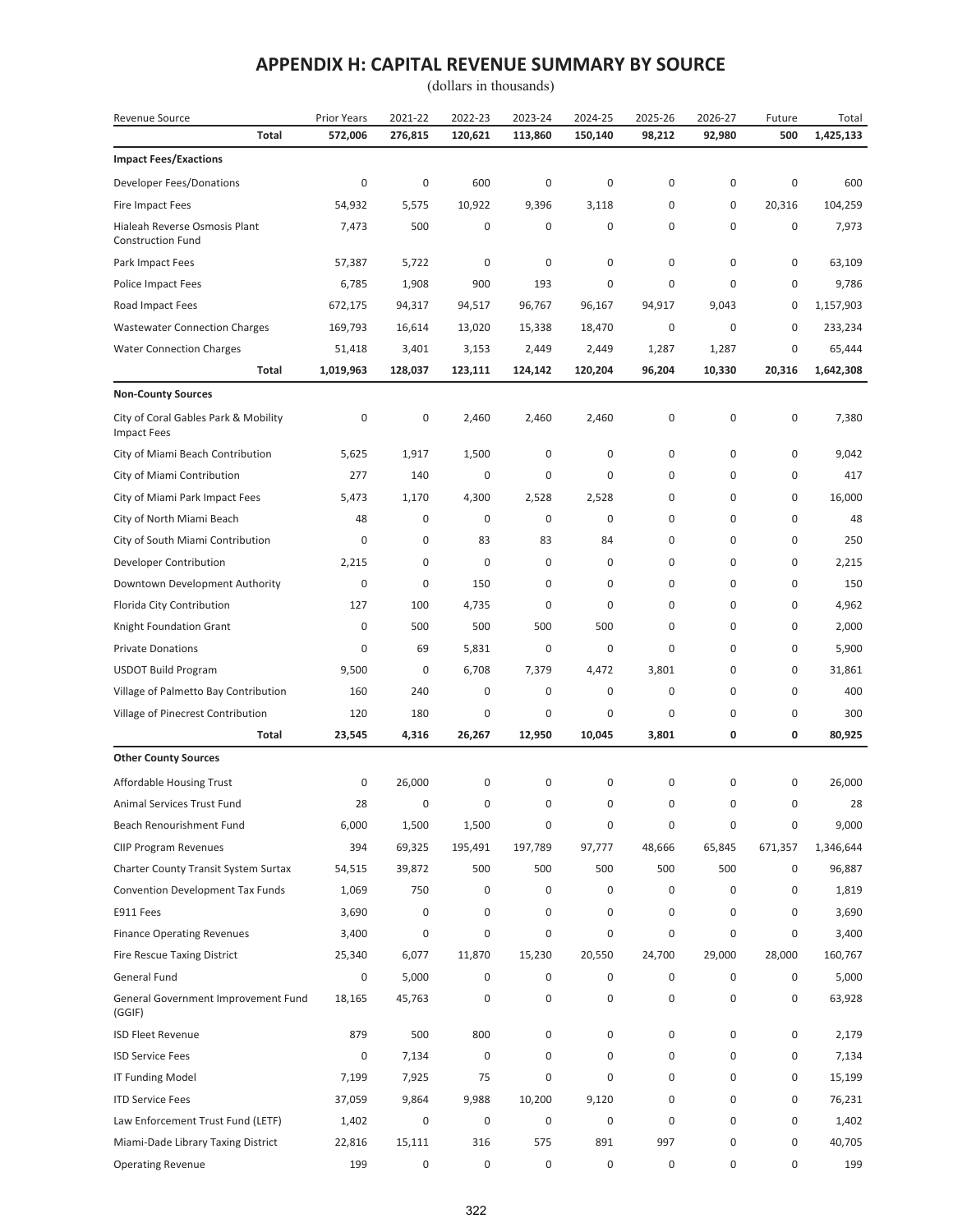# APPENDIX H: CAPITAL REVENUE SUMMARY BY SOURCE

(dollars in thousands)

| Revenue Source | Prior Years | 2021-22 | 2022-23 | 2023-24 | 2024-25 | 2025-26 | 2026-27 | Future | Total |
|---|---|---|---|---|---|---|---|---|---|
| **Total** | **572,006** | **276,815** | **120,621** | **113,860** | **150,140** | **98,212** | **92,980** | **500** | **1,425,133** |
| **Impact Fees/Exactions** | | | | | | | | | |
| Developer Fees/Donations | 0 | 0 | 600 | 0 | 0 | 0 | 0 | 0 | 600 |
| Fire Impact Fees | 54,932 | 5,575 | 10,922 | 9,396 | 3,118 | 0 | 0 | 20,316 | 104,259 |
| Hialeah Reverse Osmosis Plant Construction Fund | 7,473 | 500 | 0 | 0 | 0 | 0 | 0 | 0 | 7,973 |
| Park Impact Fees | 57,387 | 5,722 | 0 | 0 | 0 | 0 | 0 | 0 | 63,109 |
| Police Impact Fees | 6,785 | 1,908 | 900 | 193 | 0 | 0 | 0 | 0 | 9,786 |
| Road Impact Fees | 672,175 | 94,317 | 94,517 | 96,767 | 96,167 | 94,917 | 9,043 | 0 | 1,157,903 |
| Wastewater Connection Charges | 169,793 | 16,614 | 13,020 | 15,338 | 18,470 | 0 | 0 | 0 | 233,234 |
| Water Connection Charges | 51,418 | 3,401 | 3,153 | 2,449 | 2,449 | 1,287 | 1,287 | 0 | 65,444 |
| **Total** | **1,019,963** | **128,037** | **123,111** | **124,142** | **120,204** | **96,204** | **10,330** | **20,316** | **1,642,308** |
| **Non-County Sources** | | | | | | | | | |
| City of Coral Gables Park & Mobility Impact Fees | 0 | 0 | 2,460 | 2,460 | 2,460 | 0 | 0 | 0 | 7,380 |
| City of Miami Beach Contribution | 5,625 | 1,917 | 1,500 | 0 | 0 | 0 | 0 | 0 | 9,042 |
| City of Miami Contribution | 277 | 140 | 0 | 0 | 0 | 0 | 0 | 0 | 417 |
| City of Miami Park Impact Fees | 5,473 | 1,170 | 4,300 | 2,528 | 2,528 | 0 | 0 | 0 | 16,000 |
| City of North Miami Beach | 48 | 0 | 0 | 0 | 0 | 0 | 0 | 0 | 48 |
| City of South Miami Contribution | 0 | 0 | 83 | 83 | 84 | 0 | 0 | 0 | 250 |
| Developer Contribution | 2,215 | 0 | 0 | 0 | 0 | 0 | 0 | 0 | 2,215 |
| Downtown Development Authority | 0 | 0 | 150 | 0 | 0 | 0 | 0 | 0 | 150 |
| Florida City Contribution | 127 | 100 | 4,735 | 0 | 0 | 0 | 0 | 0 | 4,962 |
| Knight Foundation Grant | 0 | 500 | 500 | 500 | 500 | 0 | 0 | 0 | 2,000 |
| Private Donations | 0 | 69 | 5,831 | 0 | 0 | 0 | 0 | 0 | 5,900 |
| USDOT Build Program | 9,500 | 0 | 6,708 | 7,379 | 4,472 | 3,801 | 0 | 0 | 31,861 |
| Village of Palmetto Bay Contribution | 160 | 240 | 0 | 0 | 0 | 0 | 0 | 0 | 400 |
| Village of Pinecrest Contribution | 120 | 180 | 0 | 0 | 0 | 0 | 0 | 0 | 300 |
| **Total** | **23,545** | **4,316** | **26,267** | **12,950** | **10,045** | **3,801** | **0** | **0** | **80,925** |
| **Other County Sources** | | | | | | | | | |
| Affordable Housing Trust | 0 | 26,000 | 0 | 0 | 0 | 0 | 0 | 0 | 26,000 |
| Animal Services Trust Fund | 28 | 0 | 0 | 0 | 0 | 0 | 0 | 0 | 28 |
| Beach Renourishment Fund | 6,000 | 1,500 | 1,500 | 0 | 0 | 0 | 0 | 0 | 9,000 |
| CIIP Program Revenues | 394 | 69,325 | 195,491 | 197,789 | 97,777 | 48,666 | 65,845 | 671,357 | 1,346,644 |
| Charter County Transit System Surtax | 54,515 | 39,872 | 500 | 500 | 500 | 500 | 500 | 0 | 96,887 |
| Convention Development Tax Funds | 1,069 | 750 | 0 | 0 | 0 | 0 | 0 | 0 | 1,819 |
| E911 Fees | 3,690 | 0 | 0 | 0 | 0 | 0 | 0 | 0 | 3,690 |
| Finance Operating Revenues | 3,400 | 0 | 0 | 0 | 0 | 0 | 0 | 0 | 3,400 |
| Fire Rescue Taxing District | 25,340 | 6,077 | 11,870 | 15,230 | 20,550 | 24,700 | 29,000 | 28,000 | 160,767 |
| General Fund | 0 | 5,000 | 0 | 0 | 0 | 0 | 0 | 0 | 5,000 |
| General Government Improvement Fund (GGIF) | 18,165 | 45,763 | 0 | 0 | 0 | 0 | 0 | 0 | 63,928 |
| ISD Fleet Revenue | 879 | 500 | 800 | 0 | 0 | 0 | 0 | 0 | 2,179 |
| ISD Service Fees | 0 | 7,134 | 0 | 0 | 0 | 0 | 0 | 0 | 7,134 |
| IT Funding Model | 7,199 | 7,925 | 75 | 0 | 0 | 0 | 0 | 0 | 15,199 |
| ITD Service Fees | 37,059 | 9,864 | 9,988 | 10,200 | 9,120 | 0 | 0 | 0 | 76,231 |
| Law Enforcement Trust Fund (LETF) | 1,402 | 0 | 0 | 0 | 0 | 0 | 0 | 0 | 1,402 |
| Miami-Dade Library Taxing District | 22,816 | 15,111 | 316 | 575 | 891 | 997 | 0 | 0 | 40,705 |
| Operating Revenue | 199 | 0 | 0 | 0 | 0 | 0 | 0 | 0 | 199 |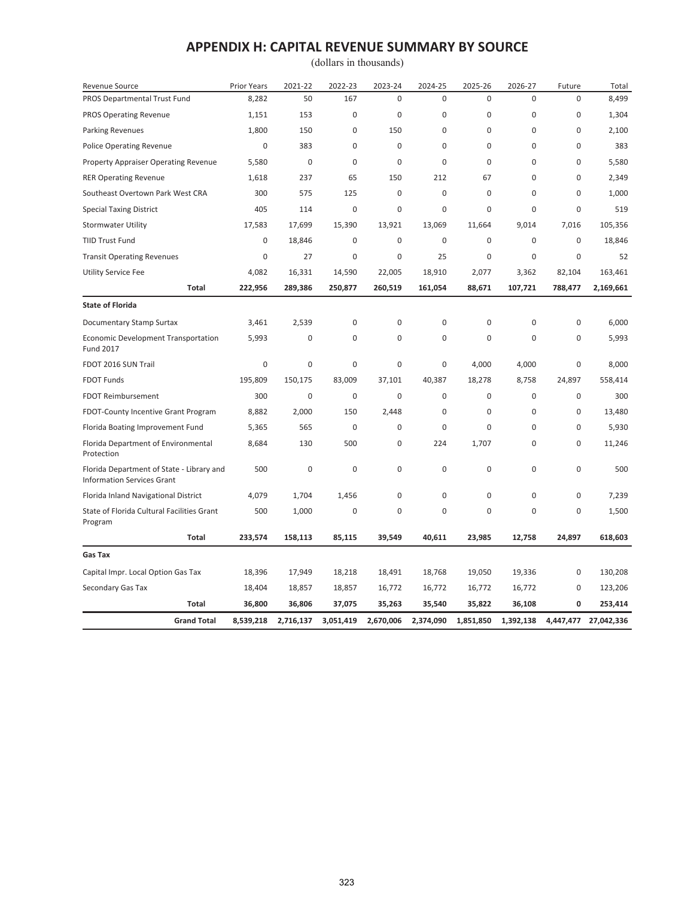# APPENDIX H: CAPITAL REVENUE SUMMARY BY SOURCE

(dollars in thousands)

| Revenue Source | Prior Years | 2021-22 | 2022-23 | 2023-24 | 2024-25 | 2025-26 | 2026-27 | Future | Total |
|---|---|---|---|---|---|---|---|---|---|
| PROS Departmental Trust Fund | 8,282 | 50 | 167 | 0 | 0 | 0 | 0 | 0 | 8,499 |
| PROS Operating Revenue | 1,151 | 153 | 0 | 0 | 0 | 0 | 0 | 0 | 1,304 |
| Parking Revenues | 1,800 | 150 | 0 | 150 | 0 | 0 | 0 | 0 | 2,100 |
| Police Operating Revenue | 0 | 383 | 0 | 0 | 0 | 0 | 0 | 0 | 383 |
| Property Appraiser Operating Revenue | 5,580 | 0 | 0 | 0 | 0 | 0 | 0 | 0 | 5,580 |
| RER Operating Revenue | 1,618 | 237 | 65 | 150 | 212 | 67 | 0 | 0 | 2,349 |
| Southeast Overtown Park West CRA | 300 | 575 | 125 | 0 | 0 | 0 | 0 | 0 | 1,000 |
| Special Taxing District | 405 | 114 | 0 | 0 | 0 | 0 | 0 | 0 | 519 |
| Stormwater Utility | 17,583 | 17,699 | 15,390 | 13,921 | 13,069 | 11,664 | 9,014 | 7,016 | 105,356 |
| TIID Trust Fund | 0 | 18,846 | 0 | 0 | 0 | 0 | 0 | 0 | 18,846 |
| Transit Operating Revenues | 0 | 27 | 0 | 0 | 25 | 0 | 0 | 0 | 52 |
| Utility Service Fee | 4,082 | 16,331 | 14,590 | 22,005 | 18,910 | 2,077 | 3,362 | 82,104 | 163,461 |
| **Total** | **222,956** | **289,386** | **250,877** | **260,519** | **161,054** | **88,671** | **107,721** | **788,477** | **2,169,661** |
| **State of Florida** | | | | | | | | | |
| Documentary Stamp Surtax | 3,461 | 2,539 | 0 | 0 | 0 | 0 | 0 | 0 | 6,000 |
| Economic Development Transportation Fund 2017 | 5,993 | 0 | 0 | 0 | 0 | 0 | 0 | 0 | 5,993 |
| FDOT 2016 SUN Trail | 0 | 0 | 0 | 0 | 0 | 4,000 | 4,000 | 0 | 8,000 |
| FDOT Funds | 195,809 | 150,175 | 83,009 | 37,101 | 40,387 | 18,278 | 8,758 | 24,897 | 558,414 |
| FDOT Reimbursement | 300 | 0 | 0 | 0 | 0 | 0 | 0 | 0 | 300 |
| FDOT-County Incentive Grant Program | 8,882 | 2,000 | 150 | 2,448 | 0 | 0 | 0 | 0 | 13,480 |
| Florida Boating Improvement Fund | 5,365 | 565 | 0 | 0 | 0 | 0 | 0 | 0 | 5,930 |
| Florida Department of Environmental Protection | 8,684 | 130 | 500 | 0 | 224 | 1,707 | 0 | 0 | 11,246 |
| Florida Department of State - Library and Information Services Grant | 500 | 0 | 0 | 0 | 0 | 0 | 0 | 0 | 500 |
| Florida Inland Navigational District | 4,079 | 1,704 | 1,456 | 0 | 0 | 0 | 0 | 0 | 7,239 |
| State of Florida Cultural Facilities Grant Program | 500 | 1,000 | 0 | 0 | 0 | 0 | 0 | 0 | 1,500 |
| **Total** | **233,574** | **158,113** | **85,115** | **39,549** | **40,611** | **23,985** | **12,758** | **24,897** | **618,603** |
| **Gas Tax** | | | | | | | | | |
| Capital Impr. Local Option Gas Tax | 18,396 | 17,949 | 18,218 | 18,491 | 18,768 | 19,050 | 19,336 | 0 | 130,208 |
| Secondary Gas Tax | 18,404 | 18,857 | 18,857 | 16,772 | 16,772 | 16,772 | 16,772 | 0 | 123,206 |
| **Total** | **36,800** | **36,806** | **37,075** | **35,263** | **35,540** | **35,822** | **36,108** | **0** | **253,414** |
| **Grand Total** | **8,539,218** | **2,716,137** | **3,051,419** | **2,670,006** | **2,374,090** | **1,851,850** | **1,392,138** | **4,447,477** | **27,042,336** |